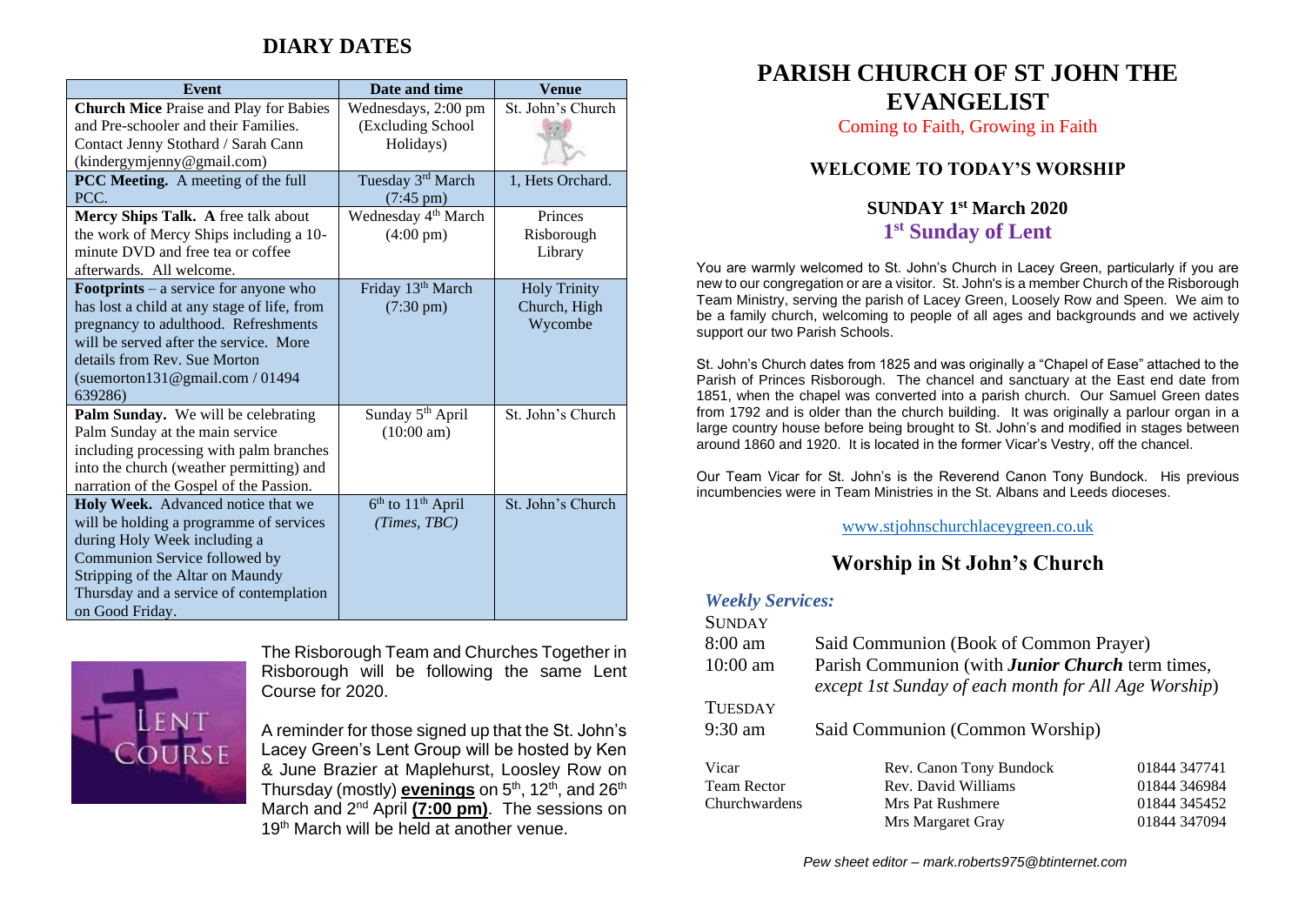# DIARY DATES

| Event | Date and time | Venue |
|---|---|---|
| **Church Mice** Praise and Play for Babies and Pre-schooler and their Families. Contact Jenny Stothard / Sarah Cann (kindergymjenny@gmail.com) | Wednesdays, 2:00 pm (Excluding School Holidays) | St. John's Church |
| **PCC Meeting.** A meeting of the full PCC. | Tuesday 3rd March (7:45 pm) | 1, Hets Orchard. |
| **Mercy Ships Talk. A** free talk about the work of Mercy Ships including a 10-minute DVD and free tea or coffee afterwards. All welcome. | Wednesday 4th March (4:00 pm) | Princes Risborough Library |
| **Footprints** – a service for anyone who has lost a child at any stage of life, from pregnancy to adulthood. Refreshments will be served after the service. More details from Rev. Sue Morton (suemorton131@gmail.com / 01494 639286) | Friday 13th March (7:30 pm) | Holy Trinity Church, High Wycombe |
| **Palm Sunday.** We will be celebrating Palm Sunday at the main service including processing with palm branches into the church (weather permitting) and narration of the Gospel of the Passion. | Sunday 5th April (10:00 am) | St. John's Church |
| **Holy Week.** Advanced notice that we will be holding a programme of services during Holy Week including a Communion Service followed by Stripping of the Altar on Maundy Thursday and a service of contemplation on Good Friday. | 6th to 11th April *(Times, TBC)* | St. John's Church |

LENT COURSE

The Risborough Team and Churches Together in Risborough will be following the same Lent Course for 2020.

A reminder for those signed up that the St. John's Lacey Green's Lent Group will be hosted by Ken & June Brazier at Maplehurst, Loosley Row on Thursday (mostly) **evenings** on 5th, 12th, and 26th March and 2nd April **(7:00 pm)**. The sessions on 19th March will be held at another venue.

# PARISH CHURCH OF ST JOHN THE EVANGELIST

Coming to Faith, Growing in Faith

### WELCOME TO TODAY'S WORSHIP

### SUNDAY 1st March 2020
### 1st Sunday of Lent

You are warmly welcomed to St. John's Church in Lacey Green, particularly if you are new to our congregation or are a visitor. St. John's is a member Church of the Risborough Team Ministry, serving the parish of Lacey Green, Loosely Row and Speen. We aim to be a family church, welcoming to people of all ages and backgrounds and we actively support our two Parish Schools.

St. John's Church dates from 1825 and was originally a "Chapel of Ease" attached to the Parish of Princes Risborough. The chancel and sanctuary at the East end date from 1851, when the chapel was converted into a parish church. Our Samuel Green dates from 1792 and is older than the church building. It was originally a parlour organ in a large country house before being brought to St. John's and modified in stages between around 1860 and 1920. It is located in the former Vicar's Vestry, off the chancel.

Our Team Vicar for St. John's is the Reverend Canon Tony Bundock. His previous incumbencies were in Team Ministries in the St. Albans and Leeds dioceses.

www.stjohnschurchlaceygreen.co.uk

## Worship in St John's Church

***Weekly Services:***

SUNDAY
8:00 am — Said Communion (Book of Common Prayer)
10:00 am — Parish Communion (with ***Junior Church*** term times, *except 1st Sunday of each month for All Age Worship*)

TUESDAY
9:30 am — Said Communion (Common Worship)

| | | |
|---|---|---|
| Vicar | Rev. Canon Tony Bundock | 01844 347741 |
| Team Rector | Rev. David Williams | 01844 346984 |
| Churchwardens | Mrs Pat Rushmere | 01844 345452 |
| | Mrs Margaret Gray | 01844 347094 |

*Pew sheet editor – mark.roberts975@btinternet.com*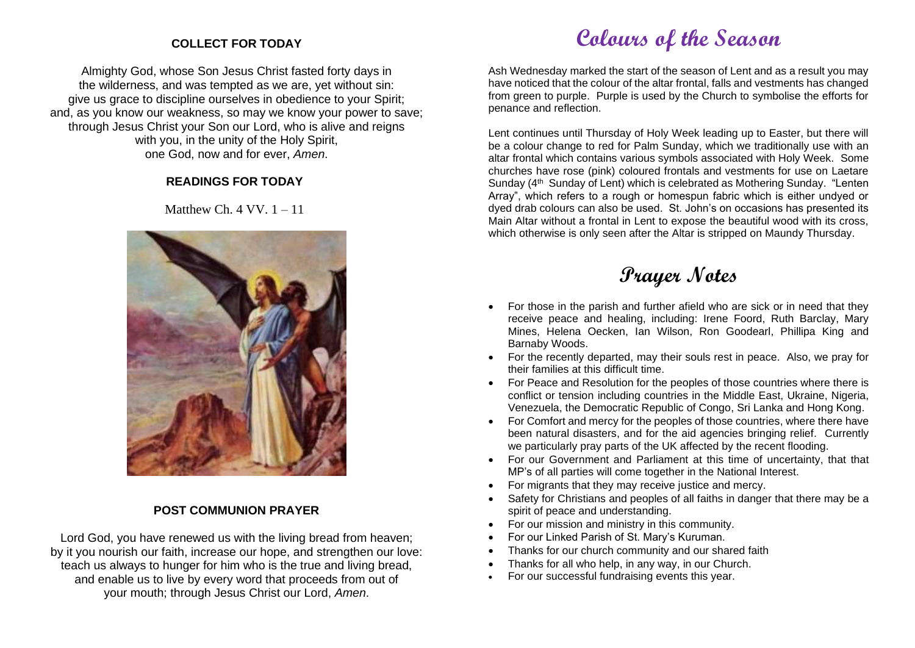## COLLECT FOR TODAY

Almighty God, whose Son Jesus Christ fasted forty days in the wilderness, and was tempted as we are, yet without sin: give us grace to discipline ourselves in obedience to your Spirit; and, as you know our weakness, so may we know your power to save; through Jesus Christ your Son our Lord, who is alive and reigns with you, in the unity of the Holy Spirit, one God, now and for ever, *Amen*.

## READINGS FOR TODAY

Matthew Ch. 4 VV. 1 – 11

## POST COMMUNION PRAYER

Lord God, you have renewed us with the living bread from heaven; by it you nourish our faith, increase our hope, and strengthen our love: teach us always to hunger for him who is the true and living bread, and enable us to live by every word that proceeds from out of your mouth; through Jesus Christ our Lord, *Amen*.

# Colours of the Season

Ash Wednesday marked the start of the season of Lent and as a result you may have noticed that the colour of the altar frontal, falls and vestments has changed from green to purple. Purple is used by the Church to symbolise the efforts for penance and reflection.

Lent continues until Thursday of Holy Week leading up to Easter, but there will be a colour change to red for Palm Sunday, which we traditionally use with an altar frontal which contains various symbols associated with Holy Week. Some churches have rose (pink) coloured frontals and vestments for use on Laetare Sunday (4th Sunday of Lent) which is celebrated as Mothering Sunday. "Lenten Array", which refers to a rough or homespun fabric which is either undyed or dyed drab colours can also be used. St. John's on occasions has presented its Main Altar without a frontal in Lent to expose the beautiful wood with its cross, which otherwise is only seen after the Altar is stripped on Maundy Thursday.

# Prayer Notes

- For those in the parish and further afield who are sick or in need that they receive peace and healing, including: Irene Foord, Ruth Barclay, Mary Mines, Helena Oecken, Ian Wilson, Ron Goodearl, Phillipa King and Barnaby Woods.
- For the recently departed, may their souls rest in peace. Also, we pray for their families at this difficult time.
- For Peace and Resolution for the peoples of those countries where there is conflict or tension including countries in the Middle East, Ukraine, Nigeria, Venezuela, the Democratic Republic of Congo, Sri Lanka and Hong Kong.
- For Comfort and mercy for the peoples of those countries, where there have been natural disasters, and for the aid agencies bringing relief. Currently we particularly pray parts of the UK affected by the recent flooding.
- For our Government and Parliament at this time of uncertainty, that that MP's of all parties will come together in the National Interest.
- For migrants that they may receive justice and mercy.
- Safety for Christians and peoples of all faiths in danger that there may be a spirit of peace and understanding.
- For our mission and ministry in this community.
- For our Linked Parish of St. Mary's Kuruman.
- Thanks for our church community and our shared faith
- Thanks for all who help, in any way, in our Church.
- For our successful fundraising events this year.